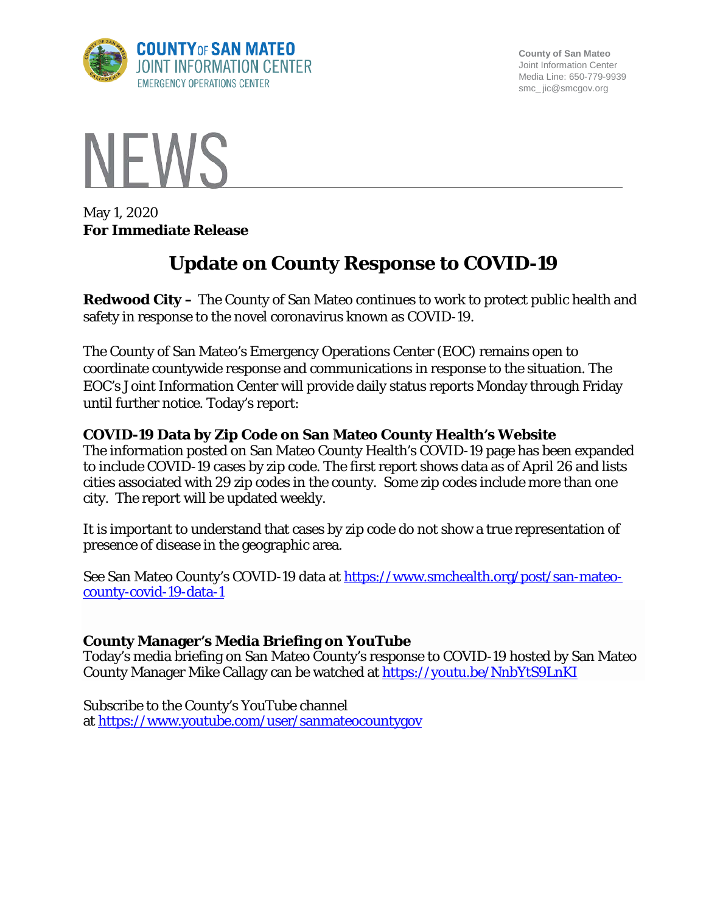COUNTY OF SAN MATEO
JOINT INFORMATION CENTER
EMERGENCY OPERATIONS CENTER

County of San Mateo
Joint Information Center
Media Line: 650-779-9939
smc_ jic@smcgov.org

# NEWS

May 1, 2020
**For Immediate Release**

# Update on County Response to COVID-19

**Redwood City –** The County of San Mateo continues to work to protect public health and safety in response to the novel coronavirus known as COVID-19.

The County of San Mateo's Emergency Operations Center (EOC) remains open to coordinate countywide response and communications in response to the situation. The EOC's Joint Information Center will provide daily status reports Monday through Friday until further notice. Today's report:

### COVID-19 Data by Zip Code on San Mateo County Health's Website

The information posted on San Mateo County Health's COVID-19 page has been expanded to include COVID-19 cases by zip code. The first report shows data as of April 26 and lists cities associated with 29 zip codes in the county. Some zip codes include more than one city. The report will be updated weekly.

It is important to understand that cases by zip code do not show a true representation of presence of disease in the geographic area.

See San Mateo County's COVID-19 data at https://www.smchealth.org/post/san-mateo-county-covid-19-data-1

### County Manager's Media Briefing on YouTube

Today's media briefing on San Mateo County's response to COVID-19 hosted by San Mateo County Manager Mike Callagy can be watched at https://youtu.be/NnbYtS9LnKI

Subscribe to the County's YouTube channel at https://www.youtube.com/user/sanmateocountygov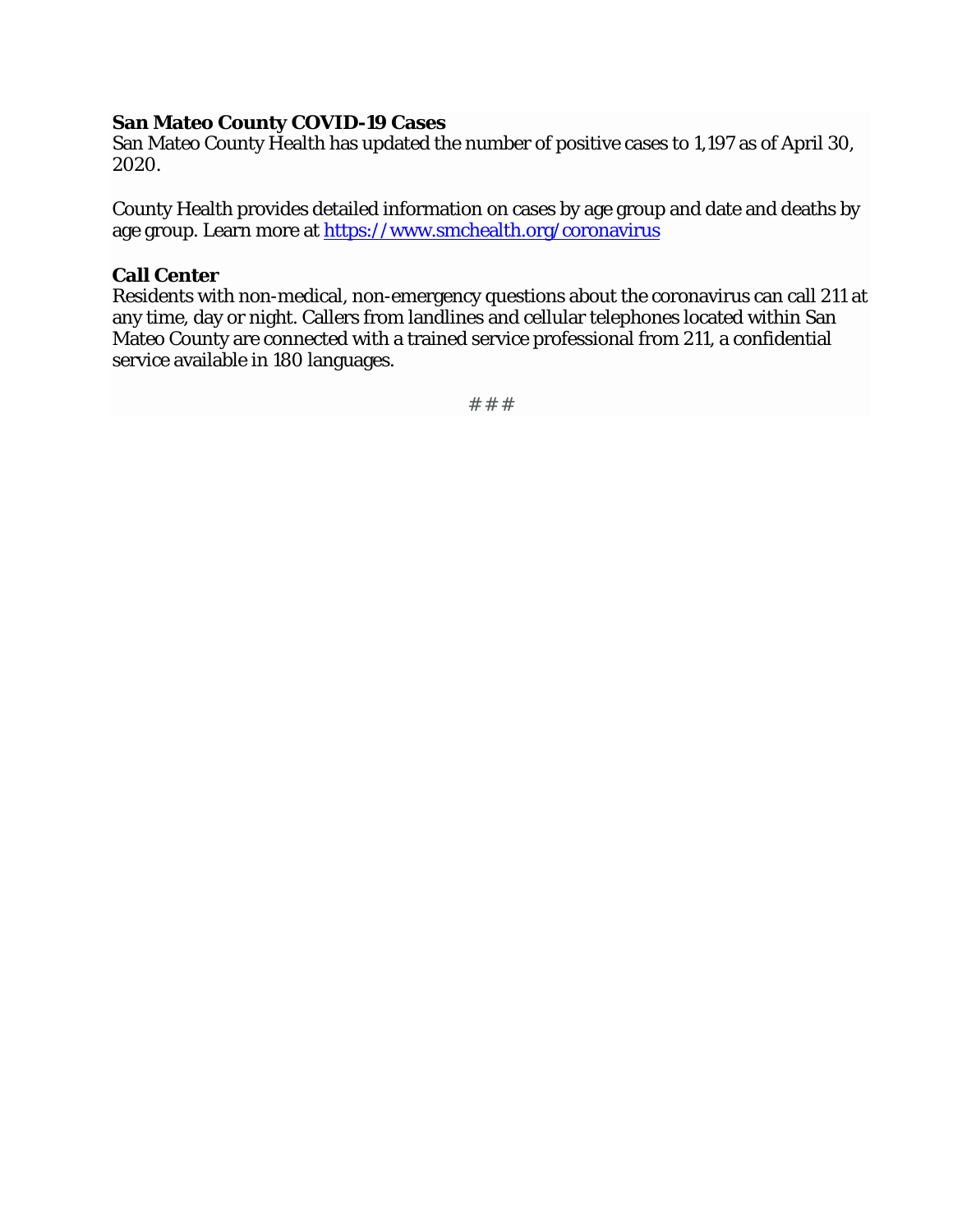**San Mateo County COVID-19 Cases**
San Mateo County Health has updated the number of positive cases to 1,197 as of April 30, 2020.

County Health provides detailed information on cases by age group and date and deaths by age group. Learn more at [https://www.smchealth.org/coronavirus](https://www.smchealth.org/coronavirus)

**Call Center**
Residents with non-medical, non-emergency questions about the coronavirus can call 211 at any time, day or night. Callers from landlines and cellular telephones located within San Mateo County are connected with a trained service professional from 211, a confidential service available in 180 languages.

# # #